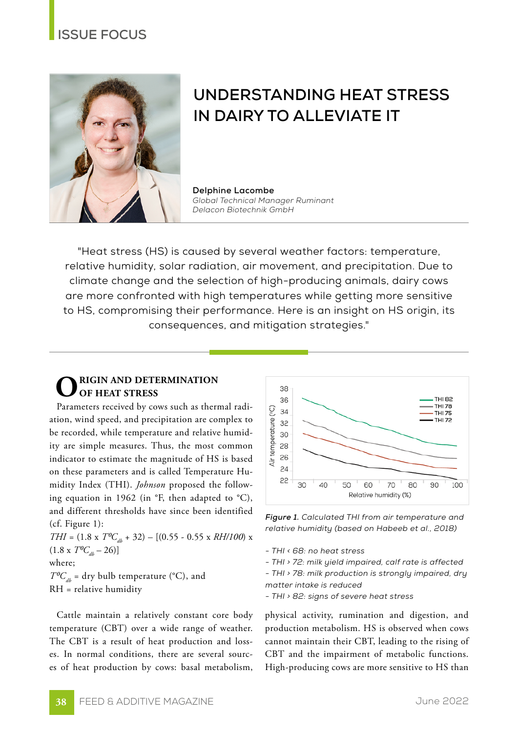ISSUE FOCUS

# UNDERSTANDING HEAT STRESS IN DAIRY TO ALLEVIATE IT

**Delphine Lacombe**
*Global Technical Manager Ruminant*
*Delacon Biotechnik GmbH*

"Heat stress (HS) is caused by several weather factors: temperature, relative humidity, solar radiation, air movement, and precipitation. Due to climate change and the selection of high-producing animals, dairy cows are more confronted with high temperatures while getting more sensitive to HS, compromising their performance. Here is an insight on HS origin, its consequences, and mitigation strategies."

## ORIGIN AND DETERMINATION OF HEAT STRESS

Parameters received by cows such as thermal radiation, wind speed, and precipitation are complex to be recorded, while temperature and relative humidity are simple measures. Thus, the most common indicator to estimate the magnitude of HS is based on these parameters and is called Temperature Humidity Index (THI). *Johnson* proposed the following equation in 1962 (in °F, then adapted to °C), and different thresholds have since been identified (cf. Figure 1):

$$THI = (1.8 \times T^oC_{db} + 32) - [(0.55 - 0.55 \times RH/100) \times (1.8 \times T^oC_{db} - 26)]$$

where;

$T^oC_{db}$ = dry bulb temperature (°C), and

RH = relative humidity

*Figure 1. Calculated THI from air temperature and relative humidity (based on Habeeb et al., 2018)*

- THI < 68: no heat stress
- THI > 72: milk yield impaired, calf rate is affected
- THI > 78: milk production is strongly impaired, dry matter intake is reduced
- THI > 82: signs of severe heat stress

Cattle maintain a relatively constant core body temperature (CBT) over a wide range of weather. The CBT is a result of heat production and losses. In normal conditions, there are several sources of heat production by cows: basal metabolism, physical activity, rumination and digestion, and production metabolism. HS is observed when cows cannot maintain their CBT, leading to the rising of CBT and the impairment of metabolic functions. High-producing cows are more sensitive to HS than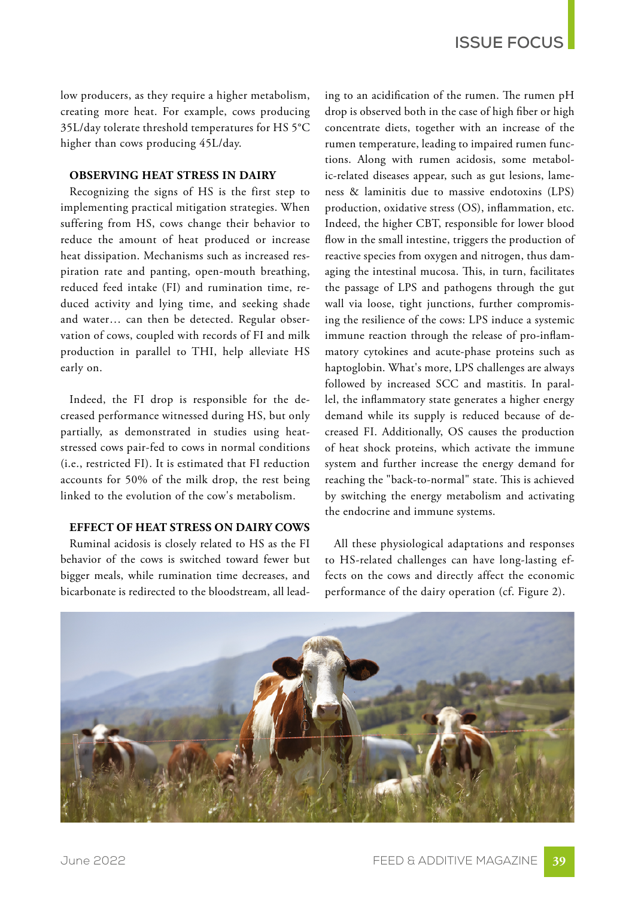low producers, as they require a higher metabolism, creating more heat. For example, cows producing 35L/day tolerate threshold temperatures for HS 5°C higher than cows producing 45L/day.

## OBSERVING HEAT STRESS IN DAIRY

Recognizing the signs of HS is the first step to implementing practical mitigation strategies. When suffering from HS, cows change their behavior to reduce the amount of heat produced or increase heat dissipation. Mechanisms such as increased respiration rate and panting, open-mouth breathing, reduced feed intake (FI) and rumination time, reduced activity and lying time, and seeking shade and water… can then be detected. Regular observation of cows, coupled with records of FI and milk production in parallel to THI, help alleviate HS early on.

Indeed, the FI drop is responsible for the decreased performance witnessed during HS, but only partially, as demonstrated in studies using heat-stressed cows pair-fed to cows in normal conditions (i.e., restricted FI). It is estimated that FI reduction accounts for 50% of the milk drop, the rest being linked to the evolution of the cow's metabolism.

## EFFECT OF HEAT STRESS ON DAIRY COWS

Ruminal acidosis is closely related to HS as the FI behavior of the cows is switched toward fewer but bigger meals, while rumination time decreases, and bicarbonate is redirected to the bloodstream, all leading to an acidification of the rumen. The rumen pH drop is observed both in the case of high fiber or high concentrate diets, together with an increase of the rumen temperature, leading to impaired rumen functions. Along with rumen acidosis, some metabolic-related diseases appear, such as gut lesions, lameness & laminitis due to massive endotoxins (LPS) production, oxidative stress (OS), inflammation, etc. Indeed, the higher CBT, responsible for lower blood flow in the small intestine, triggers the production of reactive species from oxygen and nitrogen, thus damaging the intestinal mucosa. This, in turn, facilitates the passage of LPS and pathogens through the gut wall via loose, tight junctions, further compromising the resilience of the cows: LPS induce a systemic immune reaction through the release of pro-inflammatory cytokines and acute-phase proteins such as haptoglobin. What's more, LPS challenges are always followed by increased SCC and mastitis. In parallel, the inflammatory state generates a higher energy demand while its supply is reduced because of decreased FI. Additionally, OS causes the production of heat shock proteins, which activate the immune system and further increase the energy demand for reaching the "back-to-normal" state. This is achieved by switching the energy metabolism and activating the endocrine and immune systems.

All these physiological adaptations and responses to HS-related challenges can have long-lasting effects on the cows and directly affect the economic performance of the dairy operation (cf. Figure 2).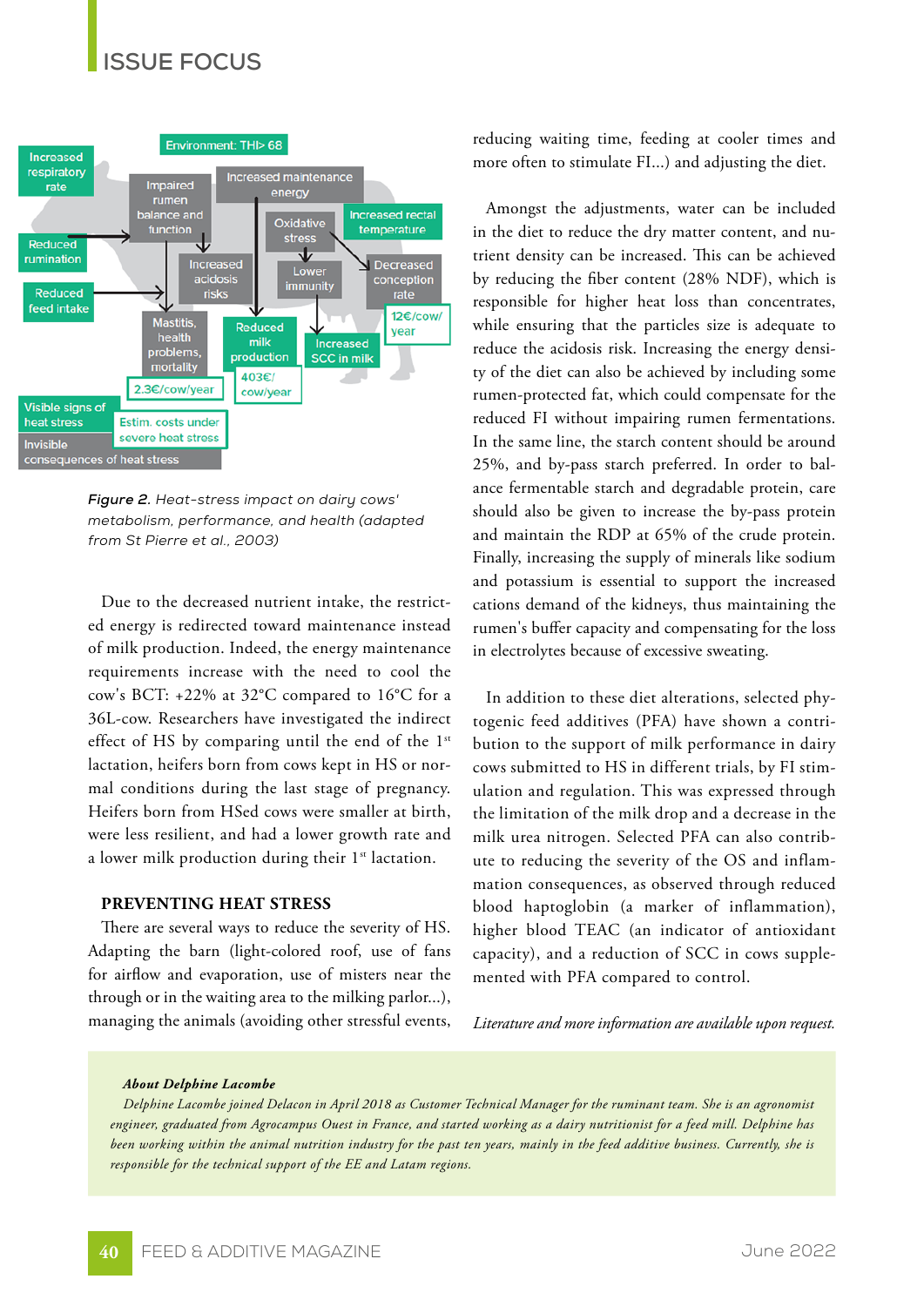Environment: THI> 68

Increased respiratory rate

Reduced rumination

Reduced feed intake

Impaired rumen balance and function

Increased maintenance energy

Oxidative stress

Increased rectal temperature

Increased acidosis risks

Lower immunity

Decreased conception rate

12€/cow/year

Mastitis, health problems, mortality

Reduced milk production

Increased SCC in milk

2.3€/cow/year

403€/cow/year

Visible signs of heat stress

Invisible consequences of heat stress

Estim. costs under severe heat stress

*Figure 2. Heat-stress impact on dairy cows' metabolism, performance, and health (adapted from St Pierre et al., 2003)*

Due to the decreased nutrient intake, the restricted energy is redirected toward maintenance instead of milk production. Indeed, the energy maintenance requirements increase with the need to cool the cow's BCT: +22% at 32°C compared to 16°C for a 36L-cow. Researchers have investigated the indirect effect of HS by comparing until the end of the 1st lactation, heifers born from cows kept in HS or normal conditions during the last stage of pregnancy. Heifers born from HSed cows were smaller at birth, were less resilient, and had a lower growth rate and a lower milk production during their 1st lactation.

## PREVENTING HEAT STRESS

There are several ways to reduce the severity of HS. Adapting the barn (light-colored roof, use of fans for airflow and evaporation, use of misters near the through or in the waiting area to the milking parlor...), managing the animals (avoiding other stressful events, reducing waiting time, feeding at cooler times and more often to stimulate FI...) and adjusting the diet.

Amongst the adjustments, water can be included in the diet to reduce the dry matter content, and nutrient density can be increased. This can be achieved by reducing the fiber content (28% NDF), which is responsible for higher heat loss than concentrates, while ensuring that the particles size is adequate to reduce the acidosis risk. Increasing the energy density of the diet can also be achieved by including some rumen-protected fat, which could compensate for the reduced FI without impairing rumen fermentations. In the same line, the starch content should be around 25%, and by-pass starch preferred. In order to balance fermentable starch and degradable protein, care should also be given to increase the by-pass protein and maintain the RDP at 65% of the crude protein. Finally, increasing the supply of minerals like sodium and potassium is essential to support the increased cations demand of the kidneys, thus maintaining the rumen's buffer capacity and compensating for the loss in electrolytes because of excessive sweating.

In addition to these diet alterations, selected phytogenic feed additives (PFA) have shown a contribution to the support of milk performance in dairy cows submitted to HS in different trials, by FI stimulation and regulation. This was expressed through the limitation of the milk drop and a decrease in the milk urea nitrogen. Selected PFA can also contribute to reducing the severity of the OS and inflammation consequences, as observed through reduced blood haptoglobin (a marker of inflammation), higher blood TEAC (an indicator of antioxidant capacity), and a reduction of SCC in cows supplemented with PFA compared to control.

*Literature and more information are available upon request.*

***About Delphine Lacombe***

*Delphine Lacombe joined Delacon in April 2018 as Customer Technical Manager for the ruminant team. She is an agronomist engineer, graduated from Agrocampus Ouest in France, and started working as a dairy nutritionist for a feed mill. Delphine has been working within the animal nutrition industry for the past ten years, mainly in the feed additive business. Currently, she is responsible for the technical support of the EE and Latam regions.*